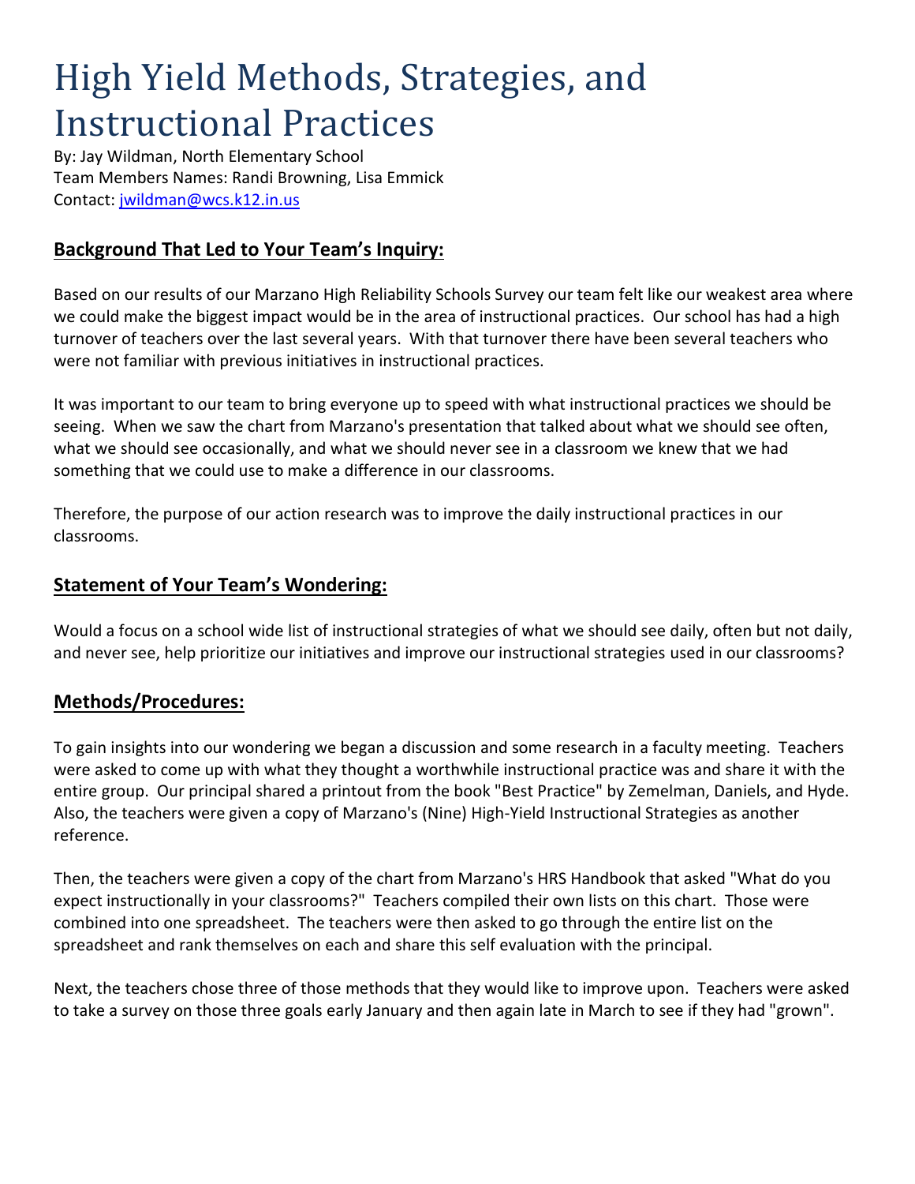# High Yield Methods, Strategies, and Instructional Practices

By: Jay Wildman, North Elementary School
Team Members Names: Randi Browning, Lisa Emmick
Contact: [jwildman@wcs.k12.in.us](mailto:jwildman@wcs.k12.in.us)

## Background That Led to Your Team's Inquiry:

Based on our results of our Marzano High Reliability Schools Survey our team felt like our weakest area where we could make the biggest impact would be in the area of instructional practices. Our school has had a high turnover of teachers over the last several years. With that turnover there have been several teachers who were not familiar with previous initiatives in instructional practices.

It was important to our team to bring everyone up to speed with what instructional practices we should be seeing. When we saw the chart from Marzano's presentation that talked about what we should see often, what we should see occasionally, and what we should never see in a classroom we knew that we had something that we could use to make a difference in our classrooms.

Therefore, the purpose of our action research was to improve the daily instructional practices in our classrooms.

## Statement of Your Team's Wondering:

Would a focus on a school wide list of instructional strategies of what we should see daily, often but not daily, and never see, help prioritize our initiatives and improve our instructional strategies used in our classrooms?

## Methods/Procedures:

To gain insights into our wondering we began a discussion and some research in a faculty meeting. Teachers were asked to come up with what they thought a worthwhile instructional practice was and share it with the entire group. Our principal shared a printout from the book "Best Practice" by Zemelman, Daniels, and Hyde. Also, the teachers were given a copy of Marzano's (Nine) High-Yield Instructional Strategies as another reference.

Then, the teachers were given a copy of the chart from Marzano's HRS Handbook that asked "What do you expect instructionally in your classrooms?" Teachers compiled their own lists on this chart. Those were combined into one spreadsheet. The teachers were then asked to go through the entire list on the spreadsheet and rank themselves on each and share this self evaluation with the principal.

Next, the teachers chose three of those methods that they would like to improve upon. Teachers were asked to take a survey on those three goals early January and then again late in March to see if they had "grown".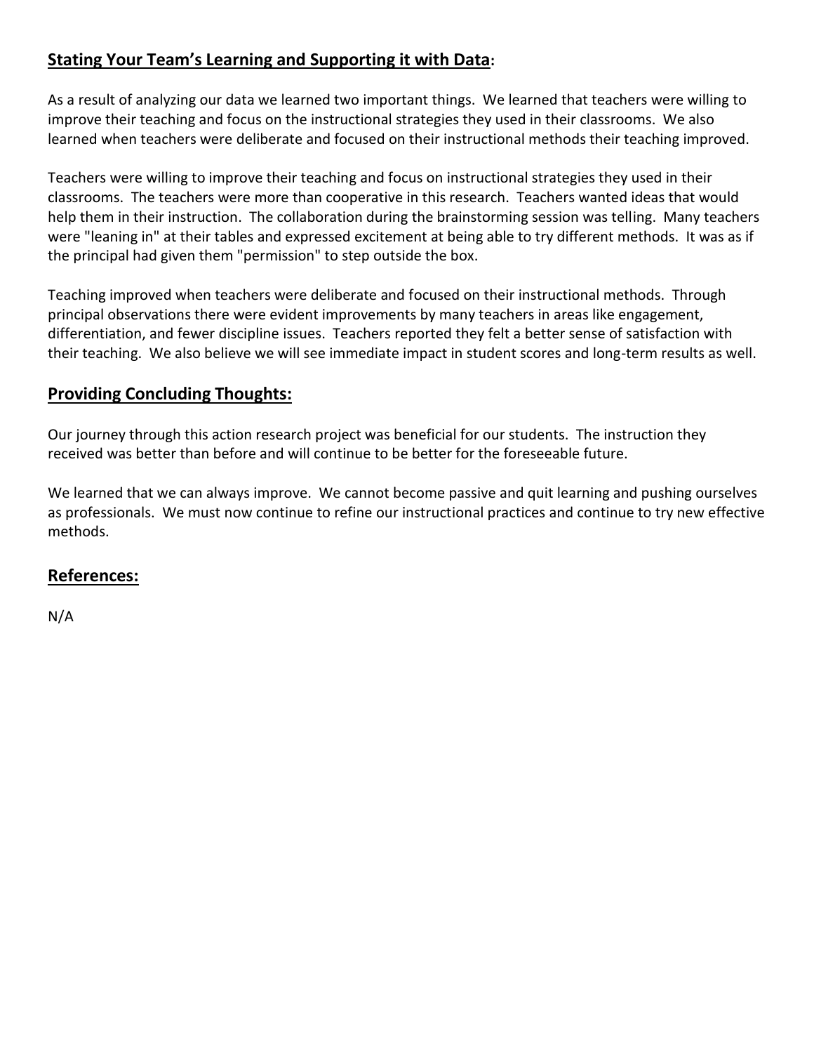## **Stating Your Team's Learning and Supporting it with Data:**

As a result of analyzing our data we learned two important things. We learned that teachers were willing to improve their teaching and focus on the instructional strategies they used in their classrooms. We also learned when teachers were deliberate and focused on their instructional methods their teaching improved.

Teachers were willing to improve their teaching and focus on instructional strategies they used in their classrooms. The teachers were more than cooperative in this research. Teachers wanted ideas that would help them in their instruction. The collaboration during the brainstorming session was telling. Many teachers were "leaning in" at their tables and expressed excitement at being able to try different methods. It was as if the principal had given them "permission" to step outside the box.

Teaching improved when teachers were deliberate and focused on their instructional methods. Through principal observations there were evident improvements by many teachers in areas like engagement, differentiation, and fewer discipline issues. Teachers reported they felt a better sense of satisfaction with their teaching. We also believe we will see immediate impact in student scores and long-term results as well.

## **Providing Concluding Thoughts:**

Our journey through this action research project was beneficial for our students. The instruction they received was better than before and will continue to be better for the foreseeable future.

We learned that we can always improve. We cannot become passive and quit learning and pushing ourselves as professionals. We must now continue to refine our instructional practices and continue to try new effective methods.

## **References:**

N/A